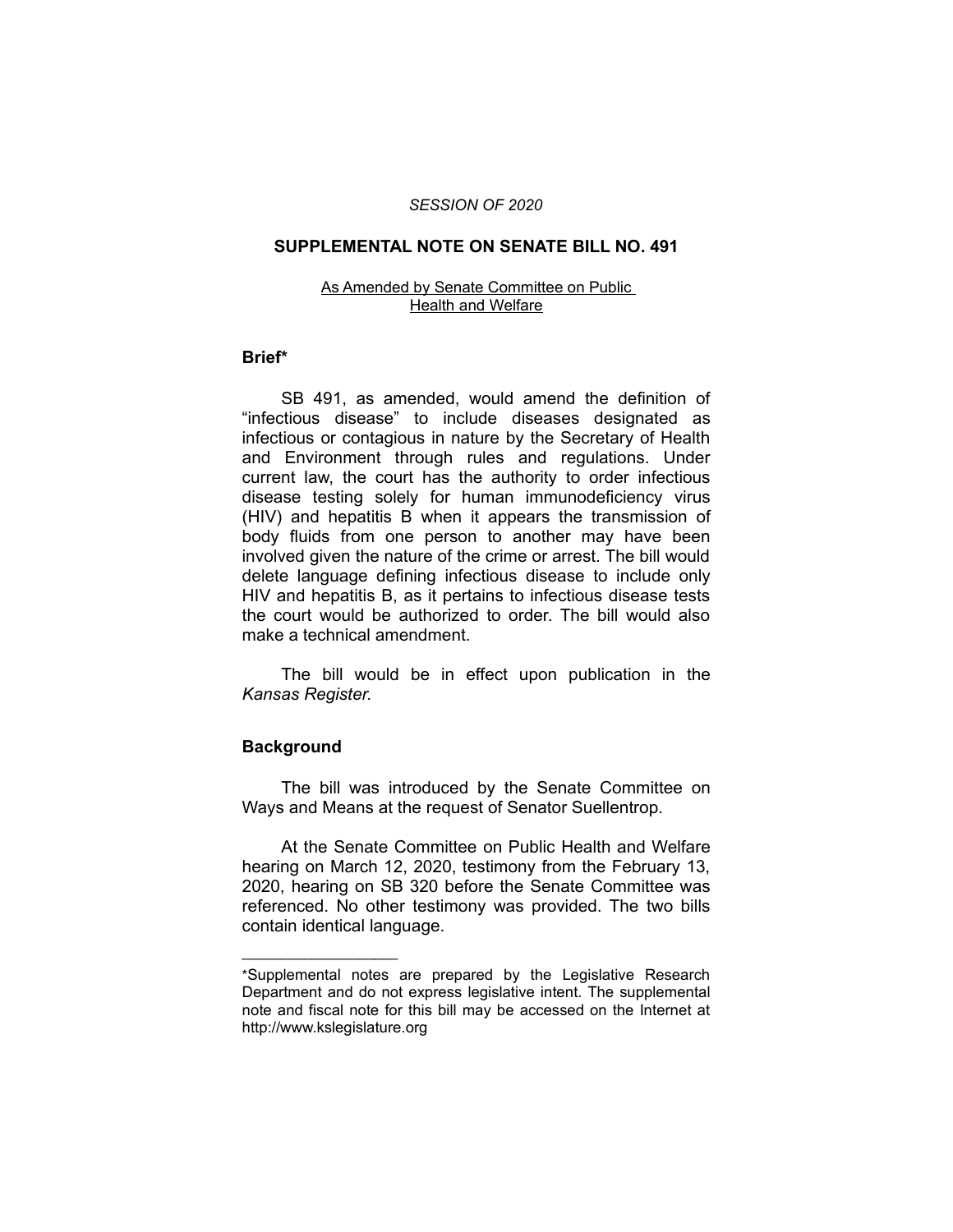*SESSION OF 2020*

## SUPPLEMENTAL NOTE ON SENATE BILL NO. 491

As Amended by Senate Committee on Public Health and Welfare

### Brief*

SB 491, as amended, would amend the definition of "infectious disease" to include diseases designated as infectious or contagious in nature by the Secretary of Health and Environment through rules and regulations. Under current law, the court has the authority to order infectious disease testing solely for human immunodeficiency virus (HIV) and hepatitis B when it appears the transmission of body fluids from one person to another may have been involved given the nature of the crime or arrest. The bill would delete language defining infectious disease to include only HIV and hepatitis B, as it pertains to infectious disease tests the court would be authorized to order. The bill would also make a technical amendment.

The bill would be in effect upon publication in the *Kansas Register.*

### Background

The bill was introduced by the Senate Committee on Ways and Means at the request of Senator Suellentrop.

At the Senate Committee on Public Health and Welfare hearing on March 12, 2020, testimony from the February 13, 2020, hearing on SB 320 before the Senate Committee was referenced. No other testimony was provided. The two bills contain identical language.

---

*Supplemental notes are prepared by the Legislative Research Department and do not express legislative intent. The supplemental note and fiscal note for this bill may be accessed on the Internet at http://www.kslegislature.org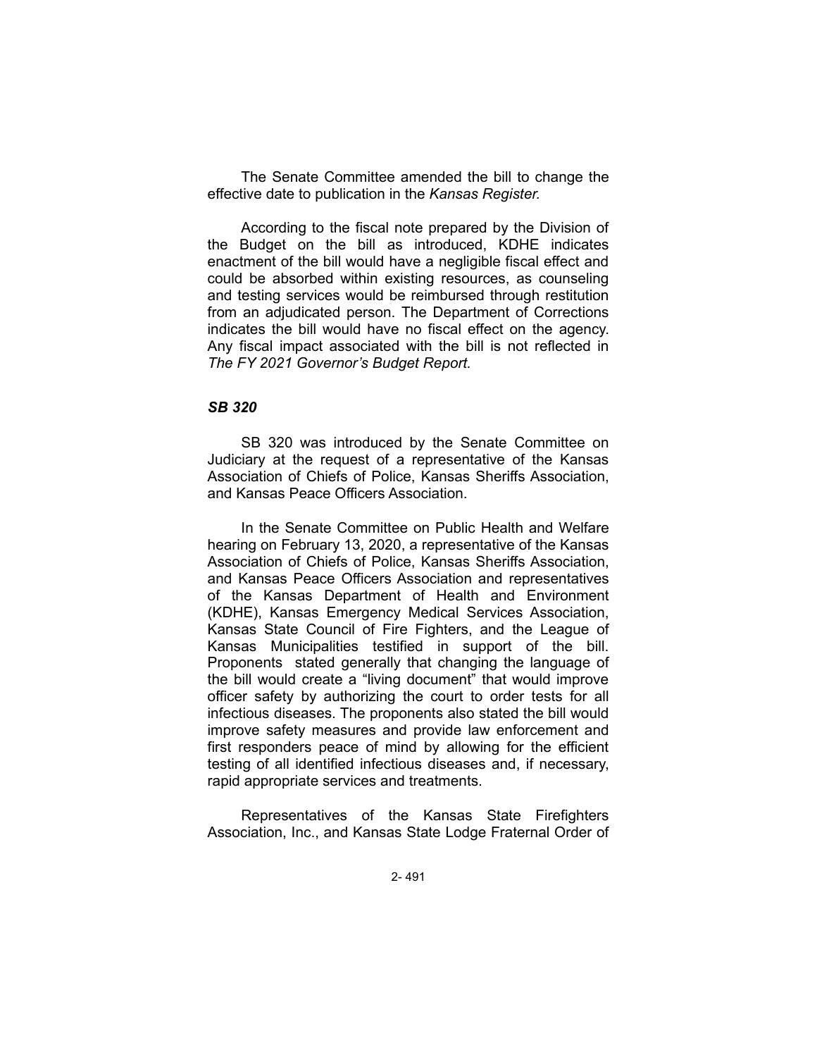The Senate Committee amended the bill to change the effective date to publication in the *Kansas Register.*

According to the fiscal note prepared by the Division of the Budget on the bill as introduced, KDHE indicates enactment of the bill would have a negligible fiscal effect and could be absorbed within existing resources, as counseling and testing services would be reimbursed through restitution from an adjudicated person. The Department of Corrections indicates the bill would have no fiscal effect on the agency. Any fiscal impact associated with the bill is not reflected in *The FY 2021 Governor's Budget Report.*

### *SB 320*

SB 320 was introduced by the Senate Committee on Judiciary at the request of a representative of the Kansas Association of Chiefs of Police, Kansas Sheriffs Association, and Kansas Peace Officers Association.

In the Senate Committee on Public Health and Welfare hearing on February 13, 2020, a representative of the Kansas Association of Chiefs of Police, Kansas Sheriffs Association, and Kansas Peace Officers Association and representatives of the Kansas Department of Health and Environment (KDHE), Kansas Emergency Medical Services Association, Kansas State Council of Fire Fighters, and the League of Kansas Municipalities testified in support of the bill. Proponents stated generally that changing the language of the bill would create a "living document" that would improve officer safety by authorizing the court to order tests for all infectious diseases. The proponents also stated the bill would improve safety measures and provide law enforcement and first responders peace of mind by allowing for the efficient testing of all identified infectious diseases and, if necessary, rapid appropriate services and treatments.

Representatives of the Kansas State Firefighters Association, Inc., and Kansas State Lodge Fraternal Order of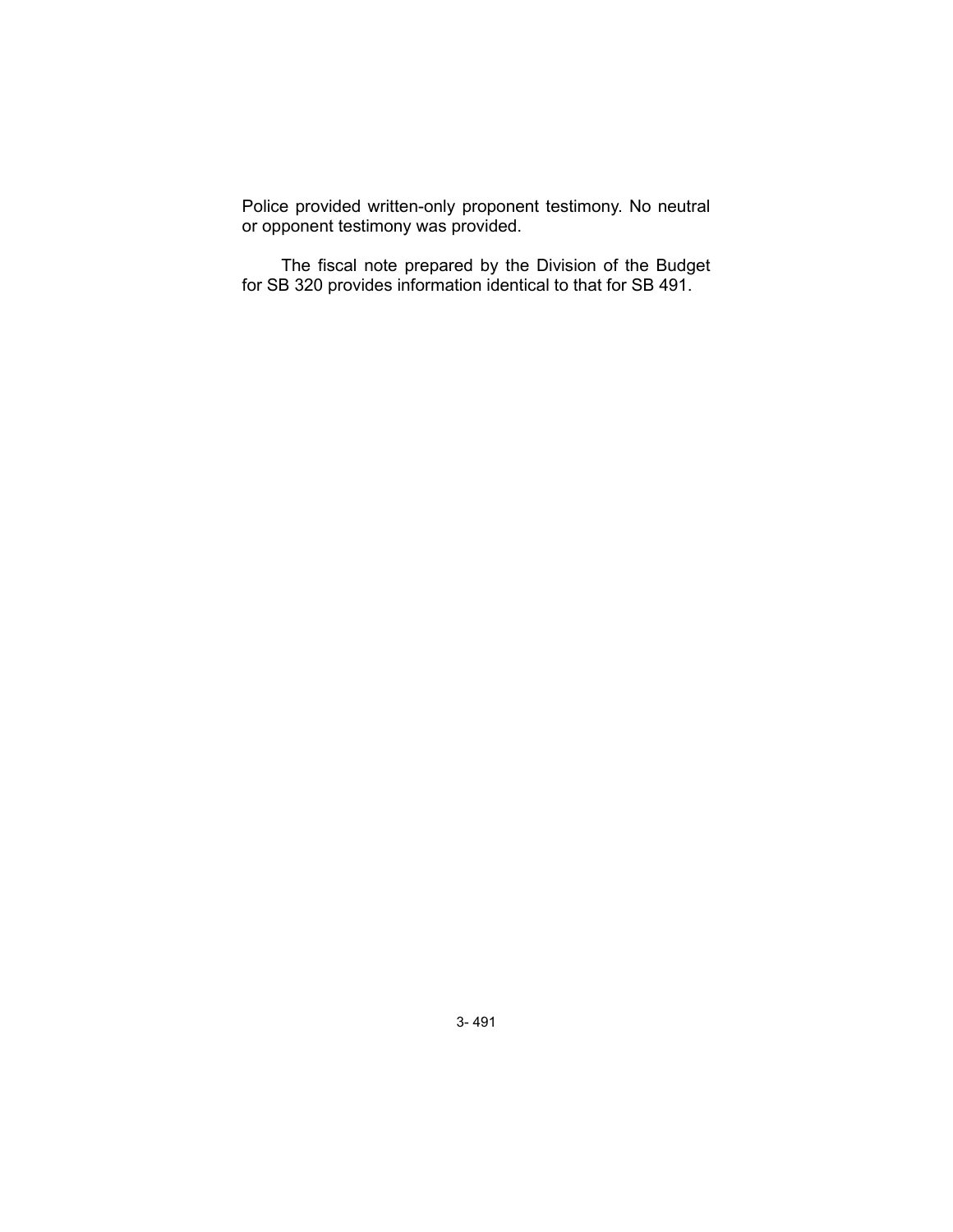Police provided written-only proponent testimony. No neutral or opponent testimony was provided.

The fiscal note prepared by the Division of the Budget for SB 320 provides information identical to that for SB 491.